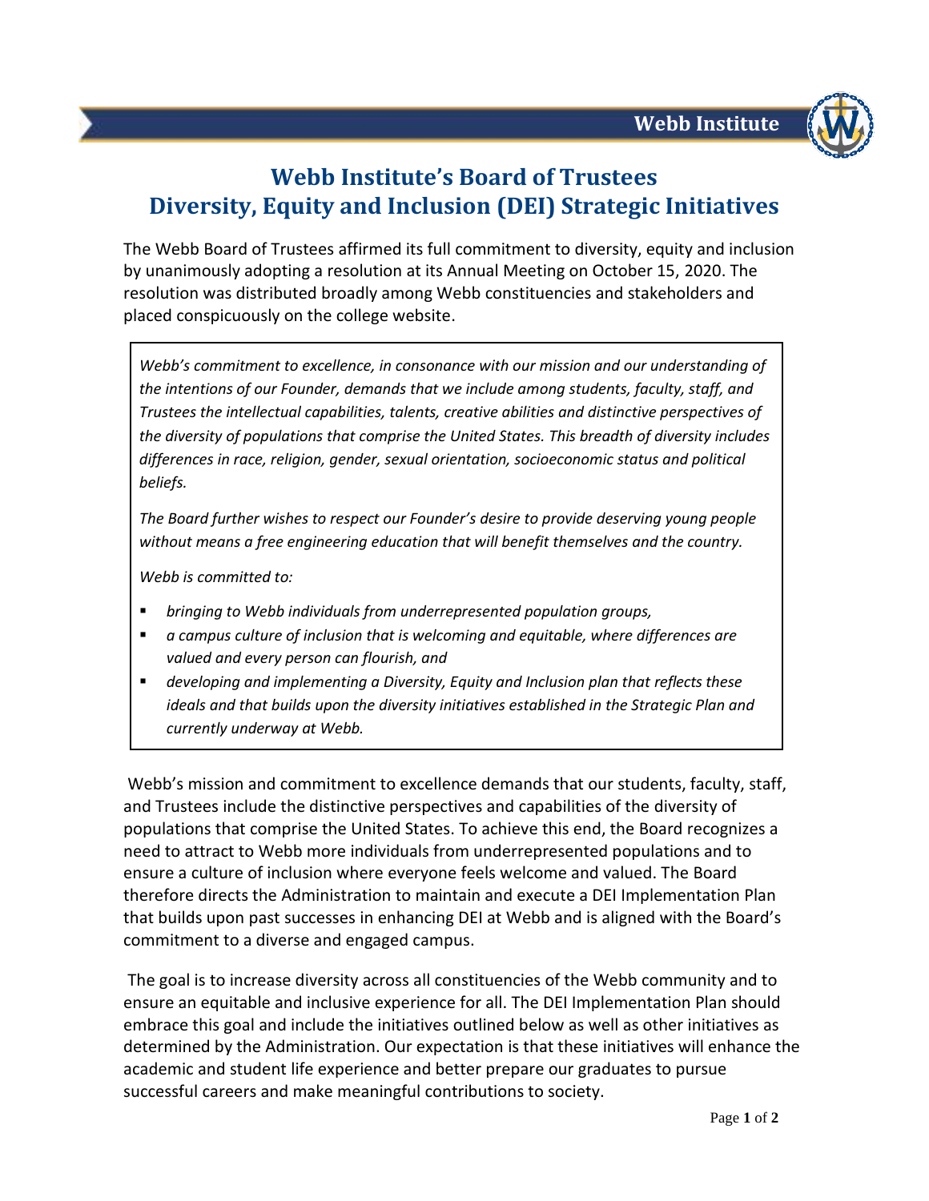# Webb Institute's Board of Trustees Diversity, Equity and Inclusion (DEI) Strategic Initiatives

The Webb Board of Trustees affirmed its full commitment to diversity, equity and inclusion by unanimously adopting a resolution at its Annual Meeting on October 15, 2020. The resolution was distributed broadly among Webb constituencies and stakeholders and placed conspicuously on the college website.

> *Webb's commitment to excellence, in consonance with our mission and our understanding of the intentions of our Founder, demands that we include among students, faculty, staff, and Trustees the intellectual capabilities, talents, creative abilities and distinctive perspectives of the diversity of populations that comprise the United States. This breadth of diversity includes differences in race, religion, gender, sexual orientation, socioeconomic status and political beliefs.*
>
> *The Board further wishes to respect our Founder's desire to provide deserving young people without means a free engineering education that will benefit themselves and the country.*
>
> *Webb is committed to:*
>
> - *bringing to Webb individuals from underrepresented population groups,*
> - *a campus culture of inclusion that is welcoming and equitable, where differences are valued and every person can flourish, and*
> - *developing and implementing a Diversity, Equity and Inclusion plan that reflects these ideals and that builds upon the diversity initiatives established in the Strategic Plan and currently underway at Webb.*

Webb's mission and commitment to excellence demands that our students, faculty, staff, and Trustees include the distinctive perspectives and capabilities of the diversity of populations that comprise the United States. To achieve this end, the Board recognizes a need to attract to Webb more individuals from underrepresented populations and to ensure a culture of inclusion where everyone feels welcome and valued. The Board therefore directs the Administration to maintain and execute a DEI Implementation Plan that builds upon past successes in enhancing DEI at Webb and is aligned with the Board's commitment to a diverse and engaged campus.

The goal is to increase diversity across all constituencies of the Webb community and to ensure an equitable and inclusive experience for all. The DEI Implementation Plan should embrace this goal and include the initiatives outlined below as well as other initiatives as determined by the Administration. Our expectation is that these initiatives will enhance the academic and student life experience and better prepare our graduates to pursue successful careers and make meaningful contributions to society.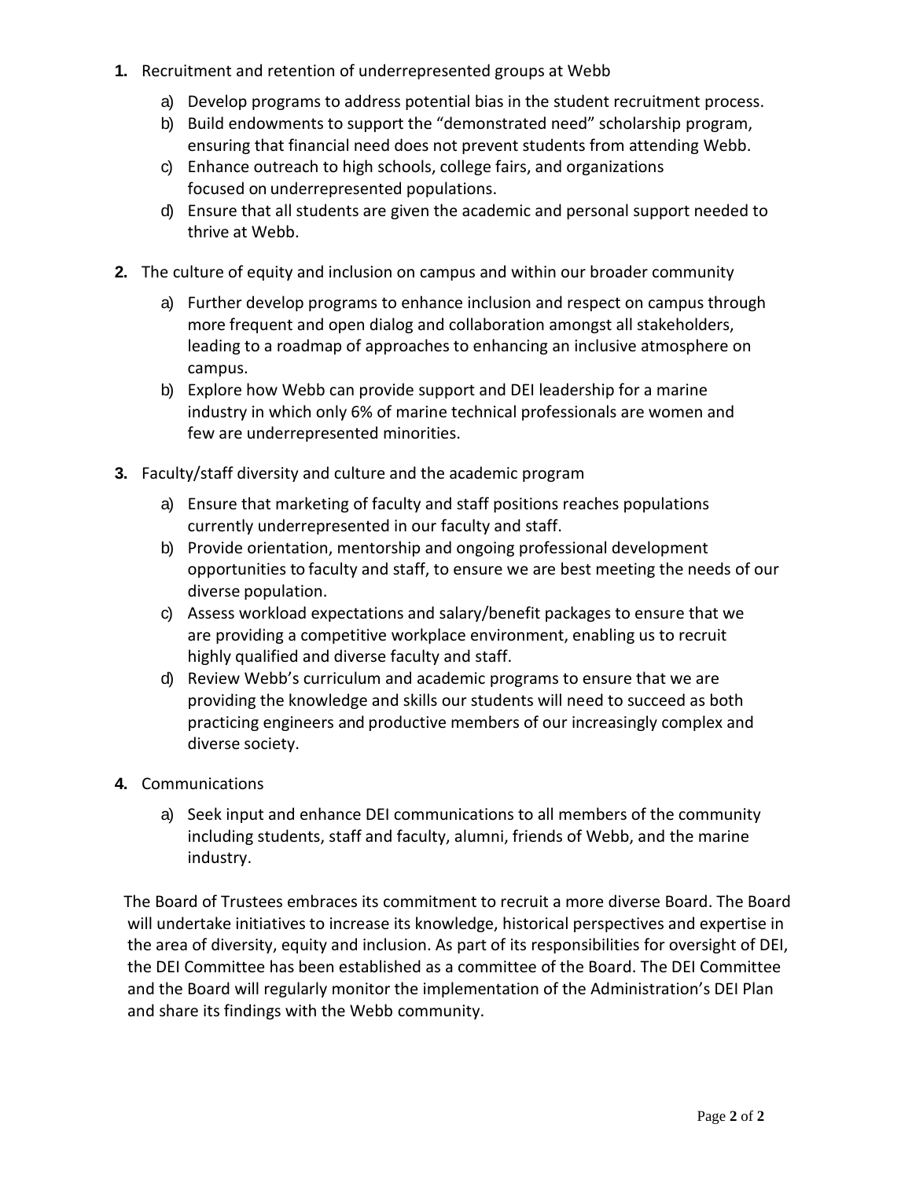1. **Recruitment and retention of underrepresented groups at Webb**
   a) Develop programs to address potential bias in the student recruitment process.
   b) Build endowments to support the "demonstrated need" scholarship program, ensuring that financial need does not prevent students from attending Webb.
   c) Enhance outreach to high schools, college fairs, and organizations focused on underrepresented populations.
   d) Ensure that all students are given the academic and personal support needed to thrive at Webb.

2. **The culture of equity and inclusion on campus and within our broader community**
   a) Further develop programs to enhance inclusion and respect on campus through more frequent and open dialog and collaboration amongst all stakeholders, leading to a roadmap of approaches to enhancing an inclusive atmosphere on campus.
   b) Explore how Webb can provide support and DEI leadership for a marine industry in which only 6% of marine technical professionals are women and few are underrepresented minorities.

3. **Faculty/staff diversity and culture and the academic program**
   a) Ensure that marketing of faculty and staff positions reaches populations currently underrepresented in our faculty and staff.
   b) Provide orientation, mentorship and ongoing professional development opportunities to faculty and staff, to ensure we are best meeting the needs of our diverse population.
   c) Assess workload expectations and salary/benefit packages to ensure that we are providing a competitive workplace environment, enabling us to recruit highly qualified and diverse faculty and staff.
   d) Review Webb's curriculum and academic programs to ensure that we are providing the knowledge and skills our students will need to succeed as both practicing engineers and productive members of our increasingly complex and diverse society.

4. **Communications**
   a) Seek input and enhance DEI communications to all members of the community including students, staff and faculty, alumni, friends of Webb, and the marine industry.

The Board of Trustees embraces its commitment to recruit a more diverse Board. The Board will undertake initiatives to increase its knowledge, historical perspectives and expertise in the area of diversity, equity and inclusion. As part of its responsibilities for oversight of DEI, the DEI Committee has been established as a committee of the Board. The DEI Committee and the Board will regularly monitor the implementation of the Administration's DEI Plan and share its findings with the Webb community.